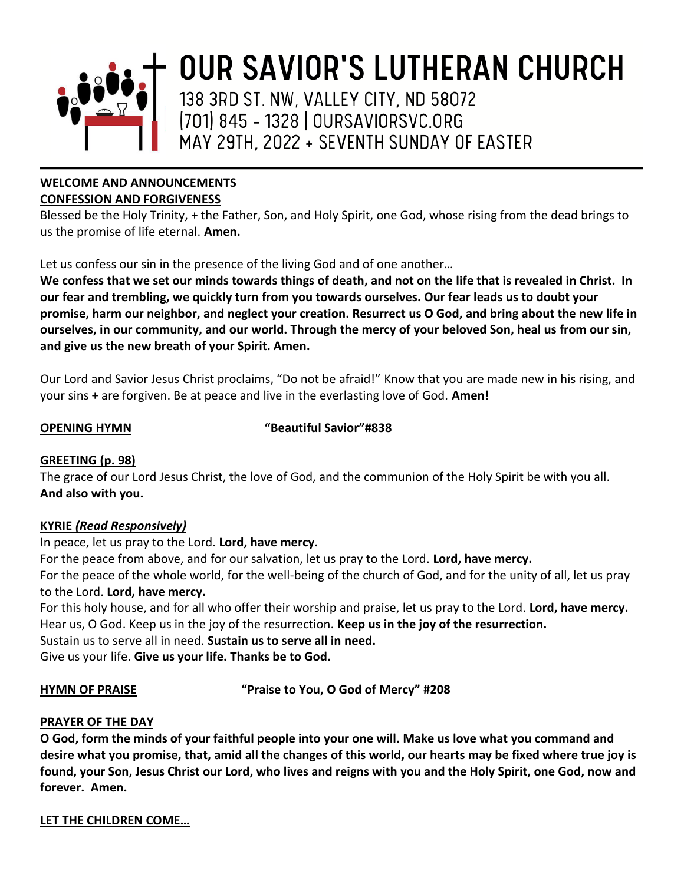# OUR SAVIOR'S LUTHERAN CHURCH

138 3RD ST. NW, VALLEY CITY, ND 58072
(701) 845 - 1328 | OURSAVIORSVC.ORG
MAY 29TH, 2022 + SEVENTH SUNDAY OF EASTER

---

**WELCOME AND ANNOUNCEMENTS**

**CONFESSION AND FORGIVENESS**

Blessed be the Holy Trinity, + the Father, Son, and Holy Spirit, one God, whose rising from the dead brings to us the promise of life eternal. **Amen.**

Let us confess our sin in the presence of the living God and of one another…

**We confess that we set our minds towards things of death, and not on the life that is revealed in Christ. In our fear and trembling, we quickly turn from you towards ourselves. Our fear leads us to doubt your promise, harm our neighbor, and neglect your creation. Resurrect us O God, and bring about the new life in ourselves, in our community, and our world. Through the mercy of your beloved Son, heal us from our sin, and give us the new breath of your Spirit. Amen.**

Our Lord and Savior Jesus Christ proclaims, "Do not be afraid!" Know that you are made new in his rising, and your sins + are forgiven. Be at peace and live in the everlasting love of God. **Amen!**

**OPENING HYMN** **"Beautiful Savior"#838**

**GREETING (p. 98)**

The grace of our Lord Jesus Christ, the love of God, and the communion of the Holy Spirit be with you all. **And also with you.**

**KYRIE *(Read Responsively)***

In peace, let us pray to the Lord. **Lord, have mercy.**
For the peace from above, and for our salvation, let us pray to the Lord. **Lord, have mercy.**
For the peace of the whole world, for the well-being of the church of God, and for the unity of all, let us pray to the Lord. **Lord, have mercy.**
For this holy house, and for all who offer their worship and praise, let us pray to the Lord. **Lord, have mercy.**
Hear us, O God. Keep us in the joy of the resurrection. **Keep us in the joy of the resurrection.**
Sustain us to serve all in need. **Sustain us to serve all in need.**
Give us your life. **Give us your life. Thanks be to God.**

**HYMN OF PRAISE** **"Praise to You, O God of Mercy" #208**

**PRAYER OF THE DAY**

**O God, form the minds of your faithful people into your one will. Make us love what you command and desire what you promise, that, amid all the changes of this world, our hearts may be fixed where true joy is found, your Son, Jesus Christ our Lord, who lives and reigns with you and the Holy Spirit, one God, now and forever. Amen.**

**LET THE CHILDREN COME…**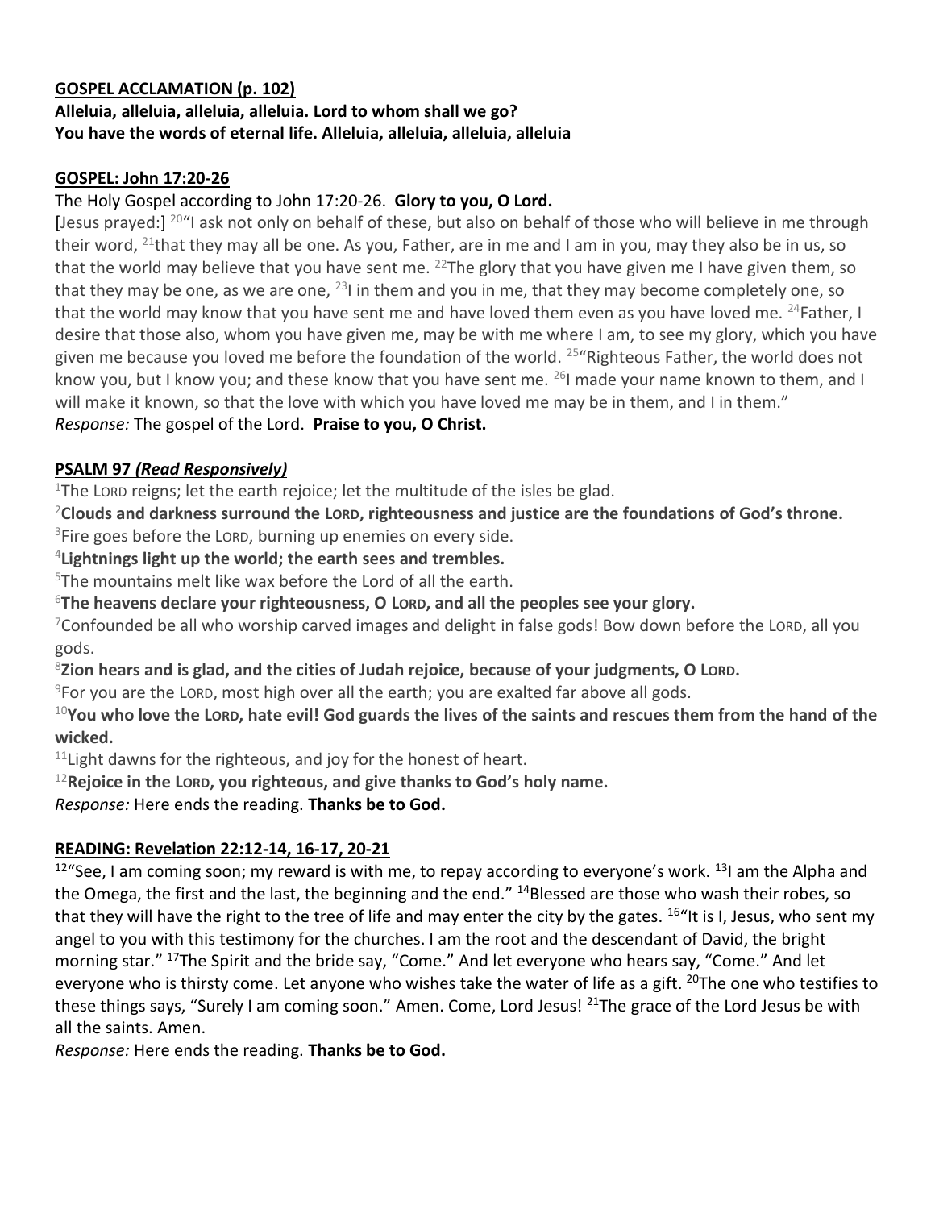**<u>GOSPEL ACCLAMATION (p. 102)</u>**

**Alleluia, alleluia, alleluia, alleluia. Lord to whom shall we go?**
**You have the words of eternal life. Alleluia, alleluia, alleluia, alleluia**

**<u>GOSPEL: John 17:20-26</u>**

The Holy Gospel according to John 17:20-26. **Glory to you, O Lord.**

[Jesus prayed:] [20]"I ask not only on behalf of these, but also on behalf of those who will believe in me through their word, [21]that they may all be one. As you, Father, are in me and I am in you, may they also be in us, so that the world may believe that you have sent me. [22]The glory that you have given me I have given them, so that they may be one, as we are one, [23]I in them and you in me, that they may become completely one, so that the world may know that you have sent me and have loved them even as you have loved me. [24]Father, I desire that those also, whom you have given me, may be with me where I am, to see my glory, which you have given me because you loved me before the foundation of the world. [25]"Righteous Father, the world does not know you, but I know you; and these know that you have sent me. [26]I made your name known to them, and I will make it known, so that the love with which you have loved me may be in them, and I in them."

*Response:* The gospel of the Lord. **Praise to you, O Christ.**

**<u>PSALM 97 *(Read Responsively)*</u>**

[1]The LORD reigns; let the earth rejoice; let the multitude of the isles be glad.

[2]**Clouds and darkness surround the LORD, righteousness and justice are the foundations of God's throne.**

[3]Fire goes before the LORD, burning up enemies on every side.

[4]**Lightnings light up the world; the earth sees and trembles.**

[5]The mountains melt like wax before the Lord of all the earth.

[6]**The heavens declare your righteousness, O LORD, and all the peoples see your glory.**

[7]Confounded be all who worship carved images and delight in false gods! Bow down before the LORD, all you gods.

[8]**Zion hears and is glad, and the cities of Judah rejoice, because of your judgments, O LORD.**

[9]For you are the LORD, most high over all the earth; you are exalted far above all gods.

[10]**You who love the LORD, hate evil! God guards the lives of the saints and rescues them from the hand of the wicked.**

[11]Light dawns for the righteous, and joy for the honest of heart.

[12]**Rejoice in the LORD, you righteous, and give thanks to God's holy name.**

*Response:* Here ends the reading. **Thanks be to God.**

**<u>READING: Revelation 22:12-14, 16-17, 20-21</u>**

[12]"See, I am coming soon; my reward is with me, to repay according to everyone's work. [13]I am the Alpha and the Omega, the first and the last, the beginning and the end." [14]Blessed are those who wash their robes, so that they will have the right to the tree of life and may enter the city by the gates. [16]"It is I, Jesus, who sent my angel to you with this testimony for the churches. I am the root and the descendant of David, the bright morning star." [17]The Spirit and the bride say, "Come." And let everyone who hears say, "Come." And let everyone who is thirsty come. Let anyone who wishes take the water of life as a gift. [20]The one who testifies to these things says, "Surely I am coming soon." Amen. Come, Lord Jesus! [21]The grace of the Lord Jesus be with all the saints. Amen.

*Response:* Here ends the reading. **Thanks be to God.**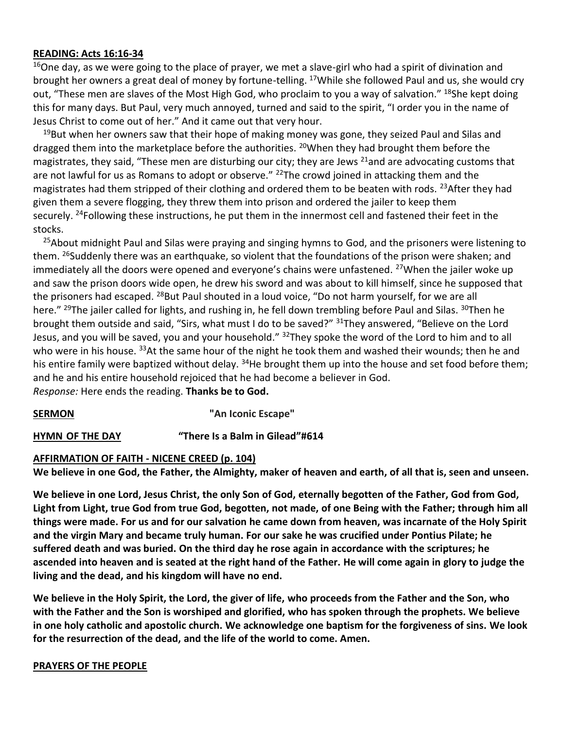**READING: Acts 16:16-34**

[16]One day, as we were going to the place of prayer, we met a slave-girl who had a spirit of divination and brought her owners a great deal of money by fortune-telling. [17]While she followed Paul and us, she would cry out, "These men are slaves of the Most High God, who proclaim to you a way of salvation." [18]She kept doing this for many days. But Paul, very much annoyed, turned and said to the spirit, "I order you in the name of Jesus Christ to come out of her." And it came out that very hour.

[19]But when her owners saw that their hope of making money was gone, they seized Paul and Silas and dragged them into the marketplace before the authorities. [20]When they had brought them before the magistrates, they said, "These men are disturbing our city; they are Jews [21]and are advocating customs that are not lawful for us as Romans to adopt or observe." [22]The crowd joined in attacking them and the magistrates had them stripped of their clothing and ordered them to be beaten with rods. [23]After they had given them a severe flogging, they threw them into prison and ordered the jailer to keep them securely. [24]Following these instructions, he put them in the innermost cell and fastened their feet in the stocks.

[25]About midnight Paul and Silas were praying and singing hymns to God, and the prisoners were listening to them. [26]Suddenly there was an earthquake, so violent that the foundations of the prison were shaken; and immediately all the doors were opened and everyone's chains were unfastened. [27]When the jailer woke up and saw the prison doors wide open, he drew his sword and was about to kill himself, since he supposed that the prisoners had escaped. [28]But Paul shouted in a loud voice, "Do not harm yourself, for we are all here." [29]The jailer called for lights, and rushing in, he fell down trembling before Paul and Silas. [30]Then he brought them outside and said, "Sirs, what must I do to be saved?" [31]They answered, "Believe on the Lord Jesus, and you will be saved, you and your household." [32]They spoke the word of the Lord to him and to all who were in his house. [33]At the same hour of the night he took them and washed their wounds; then he and his entire family were baptized without delay. [34]He brought them up into the house and set food before them; and he and his entire household rejoiced that he had become a believer in God.

*Response:* Here ends the reading. **Thanks be to God.**

**SERMON** **"An Iconic Escape"**

**HYMN OF THE DAY** **"There Is a Balm in Gilead"#614**

**AFFIRMATION OF FAITH - NICENE CREED (p. 104)**

**We believe in one God, the Father, the Almighty, maker of heaven and earth, of all that is, seen and unseen.**

**We believe in one Lord, Jesus Christ, the only Son of God, eternally begotten of the Father, God from God, Light from Light, true God from true God, begotten, not made, of one Being with the Father; through him all things were made. For us and for our salvation he came down from heaven, was incarnate of the Holy Spirit and the virgin Mary and became truly human. For our sake he was crucified under Pontius Pilate; he suffered death and was buried. On the third day he rose again in accordance with the scriptures; he ascended into heaven and is seated at the right hand of the Father. He will come again in glory to judge the living and the dead, and his kingdom will have no end.**

**We believe in the Holy Spirit, the Lord, the giver of life, who proceeds from the Father and the Son, who with the Father and the Son is worshiped and glorified, who has spoken through the prophets. We believe in one holy catholic and apostolic church. We acknowledge one baptism for the forgiveness of sins. We look for the resurrection of the dead, and the life of the world to come. Amen.**

**PRAYERS OF THE PEOPLE**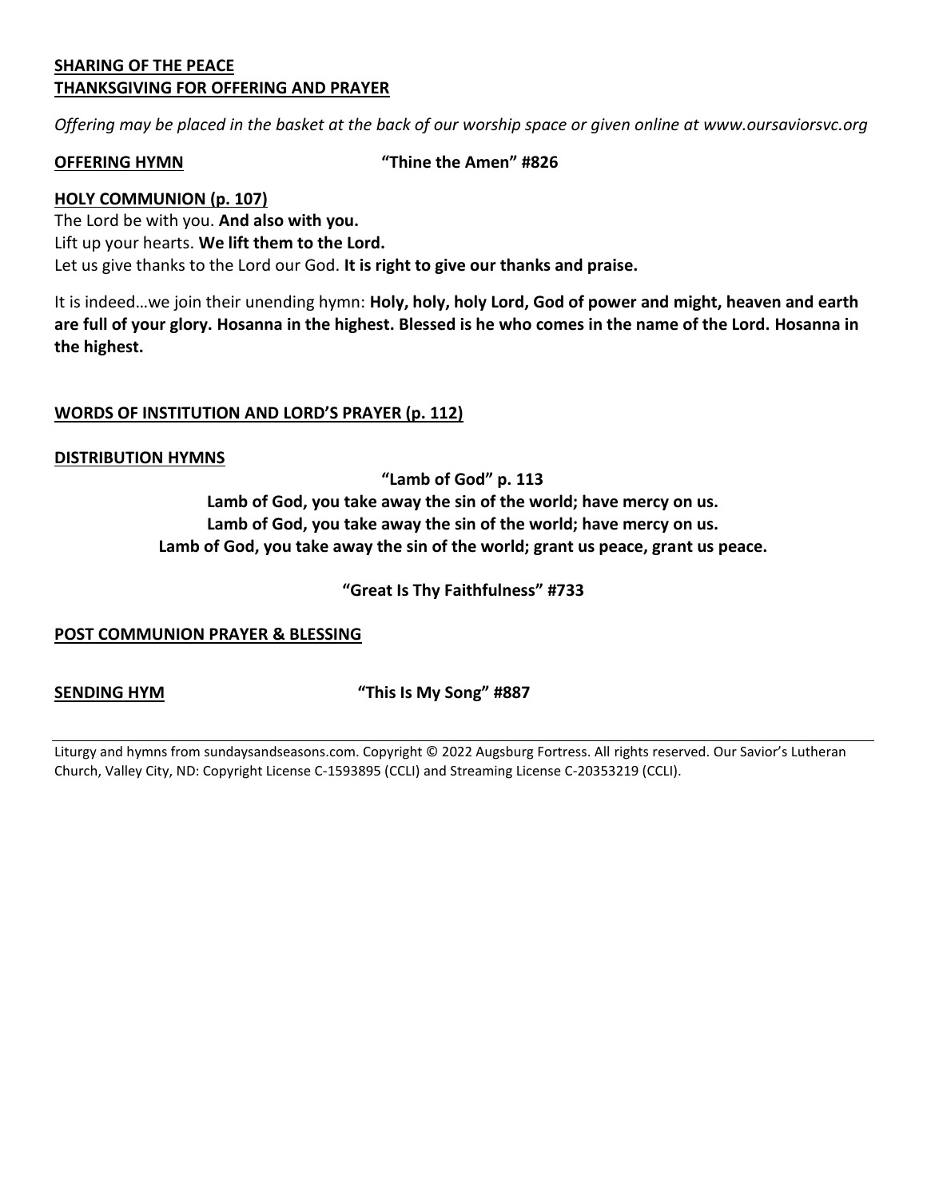**SHARING OF THE PEACE**
**THANKSGIVING FOR OFFERING AND PRAYER**

*Offering may be placed in the basket at the back of our worship space or given online at www.oursaviorsvc.org*

**OFFERING HYMN** **"Thine the Amen" #826**

**HOLY COMMUNION (p. 107)**
The Lord be with you. **And also with you.**
Lift up your hearts. **We lift them to the Lord.**
Let us give thanks to the Lord our God. **It is right to give our thanks and praise.**

It is indeed…we join their unending hymn: **Holy, holy, holy Lord, God of power and might, heaven and earth are full of your glory. Hosanna in the highest. Blessed is he who comes in the name of the Lord. Hosanna in the highest.**

**WORDS OF INSTITUTION AND LORD'S PRAYER (p. 112)**

**DISTRIBUTION HYMNS**

**"Lamb of God" p. 113**
**Lamb of God, you take away the sin of the world; have mercy on us.**
**Lamb of God, you take away the sin of the world; have mercy on us.**
**Lamb of God, you take away the sin of the world; grant us peace, grant us peace.**

**"Great Is Thy Faithfulness" #733**

**POST COMMUNION PRAYER & BLESSING**

**SENDING HYM** **"This Is My Song" #887**

---

Liturgy and hymns from sundaysandseasons.com. Copyright © 2022 Augsburg Fortress. All rights reserved. Our Savior's Lutheran Church, Valley City, ND: Copyright License C-1593895 (CCLI) and Streaming License C-20353219 (CCLI).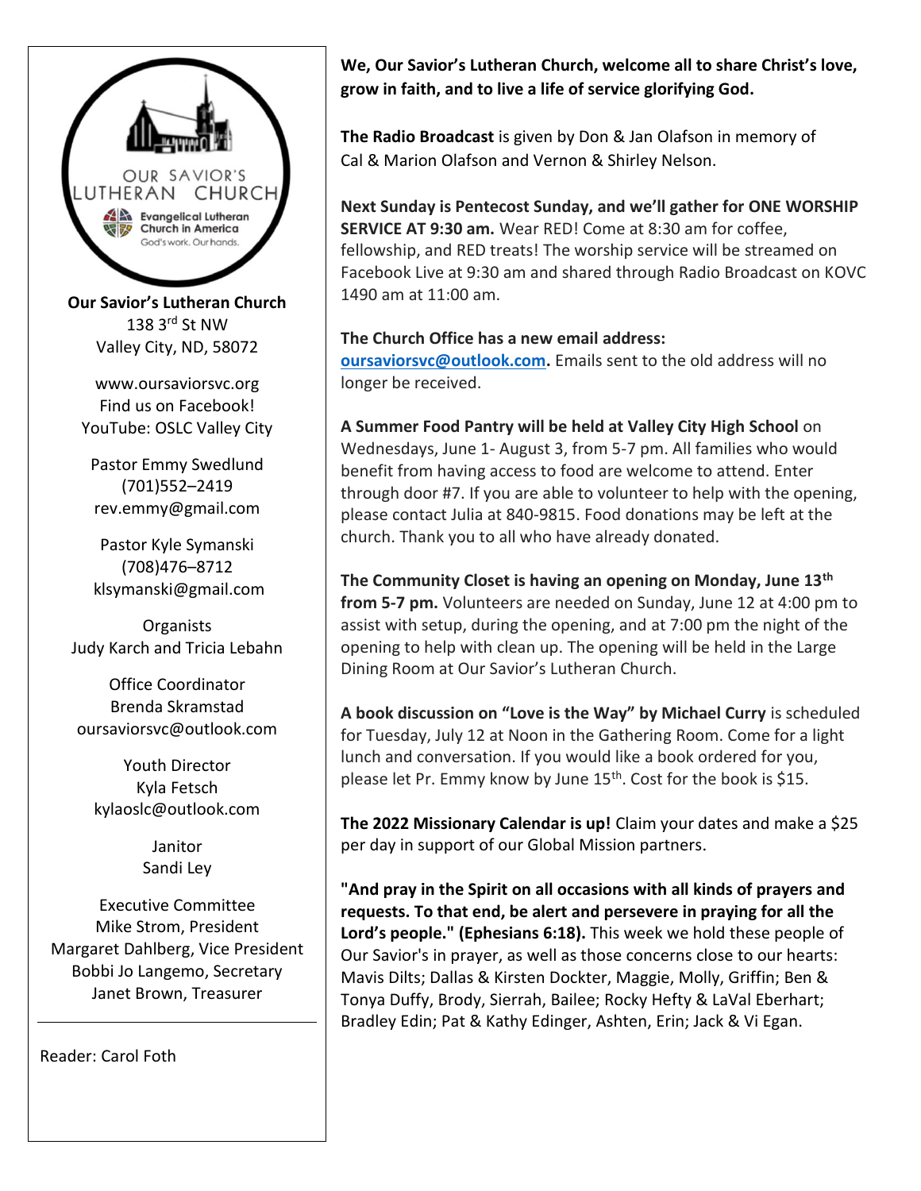OUR SAVIOR'S LUTHERAN CHURCH

Evangelical Lutheran Church in America

God's work. Our hands.

**Our Savior's Lutheran Church**
138 3rd St NW
Valley City, ND, 58072

www.oursaviorsvc.org
Find us on Facebook!
YouTube: OSLC Valley City

Pastor Emmy Swedlund
(701)552–2419
rev.emmy@gmail.com

Pastor Kyle Symanski
(708)476–8712
klsymanski@gmail.com

Organists
Judy Karch and Tricia Lebahn

Office Coordinator
Brenda Skramstad
oursaviorsvc@outlook.com

Youth Director
Kyla Fetsch
kylaoslc@outlook.com

Janitor
Sandi Ley

Executive Committee
Mike Strom, President
Margaret Dahlberg, Vice President
Bobbi Jo Langemo, Secretary
Janet Brown, Treasurer

---

Reader: Carol Foth

**We, Our Savior's Lutheran Church, welcome all to share Christ's love, grow in faith, and to live a life of service glorifying God.**

**The Radio Broadcast** is given by Don & Jan Olafson in memory of Cal & Marion Olafson and Vernon & Shirley Nelson.

**Next Sunday is Pentecost Sunday, and we'll gather for ONE WORSHIP SERVICE AT 9:30 am.** Wear RED! Come at 8:30 am for coffee, fellowship, and RED treats! The worship service will be streamed on Facebook Live at 9:30 am and shared through Radio Broadcast on KOVC 1490 am at 11:00 am.

**The Church Office has a new email address: oursaviorsvc@outlook.com.** Emails sent to the old address will no longer be received.

**A Summer Food Pantry will be held at Valley City High School** on Wednesdays, June 1- August 3, from 5-7 pm. All families who would benefit from having access to food are welcome to attend. Enter through door #7. If you are able to volunteer to help with the opening, please contact Julia at 840-9815. Food donations may be left at the church. Thank you to all who have already donated.

**The Community Closet is having an opening on Monday, June 13th from 5-7 pm.** Volunteers are needed on Sunday, June 12 at 4:00 pm to assist with setup, during the opening, and at 7:00 pm the night of the opening to help with clean up. The opening will be held in the Large Dining Room at Our Savior's Lutheran Church.

**A book discussion on "Love is the Way" by Michael Curry** is scheduled for Tuesday, July 12 at Noon in the Gathering Room. Come for a light lunch and conversation. If you would like a book ordered for you, please let Pr. Emmy know by June 15th. Cost for the book is $15.

**The 2022 Missionary Calendar is up!** Claim your dates and make a $25 per day in support of our Global Mission partners.

**"And pray in the Spirit on all occasions with all kinds of prayers and requests. To that end, be alert and persevere in praying for all the Lord's people." (Ephesians 6:18).** This week we hold these people of Our Savior's in prayer, as well as those concerns close to our hearts: Mavis Dilts; Dallas & Kirsten Dockter, Maggie, Molly, Griffin; Ben & Tonya Duffy, Brody, Sierrah, Bailee; Rocky Hefty & LaVal Eberhart; Bradley Edin; Pat & Kathy Edinger, Ashten, Erin; Jack & Vi Egan.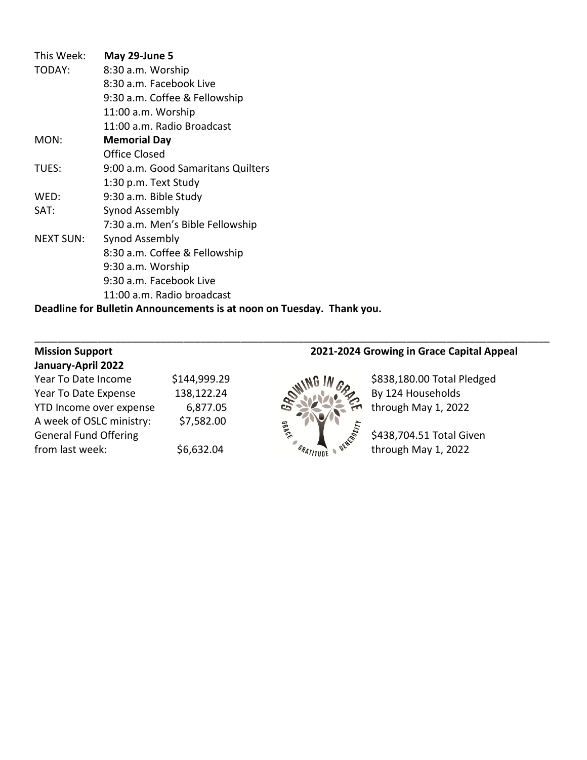| | |
|---|---|
| This Week: | **May 29-June 5** |
| TODAY: | 8:30 a.m. Worship |
| | 8:30 a.m. Facebook Live |
| | 9:30 a.m. Coffee & Fellowship |
| | 11:00 a.m. Worship |
| | 11:00 a.m. Radio Broadcast |
| MON: | **Memorial Day** |
| | Office Closed |
| TUES: | 9:00 a.m. Good Samaritans Quilters |
| | 1:30 p.m. Text Study |
| WED: | 9:30 a.m. Bible Study |
| SAT: | Synod Assembly |
| | 7:30 a.m. Men's Bible Fellowship |
| NEXT SUN: | Synod Assembly |
| | 8:30 a.m. Coffee & Fellowship |
| | 9:30 a.m. Worship |
| | 9:30 a.m. Facebook Live |
| | 11:00 a.m. Radio broadcast |

**Deadline for Bulletin Announcements is at noon on Tuesday. Thank you.**

---

**Mission Support**
**January-April 2022**

| | |
|---|---|
| Year To Date Income | $144,999.29 |
| Year To Date Expense | 138,122.24 |
| YTD Income over expense | 6,877.05 |
| A week of OSLC ministry: | $7,582.00 |
| General Fund Offering from last week: | $6,632.04 |

**2021-2024 Growing in Grace Capital Appeal**

GROWING IN GRACE
GRACE GRATITUDE GENEROSITY

$838,180.00 Total Pledged
By 124 Households
through May 1, 2022

$438,704.51 Total Given
through May 1, 2022